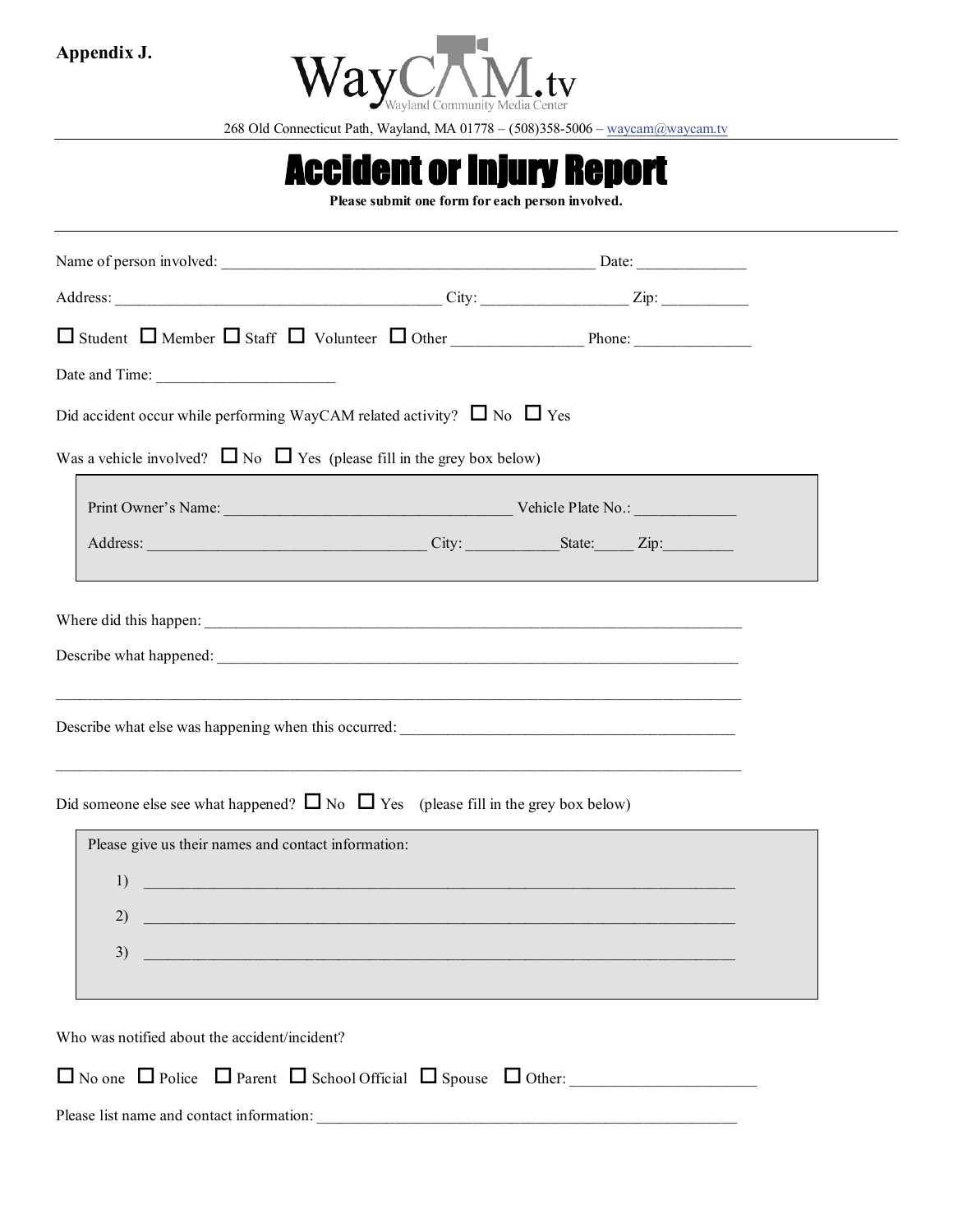**Appendix J.**

WayCAM.tv
Wayland Community Media Center

268 Old Connecticut Path, Wayland, MA 01778 – (508)358-5006 – waycam@waycam.tv

# Accident or Injury Report

**Please submit one form for each person involved.**

Name of person involved: ______________________________________________ Date: _____________

Address: ________________________________________ City: __________________ Zip: ___________

☐ Student ☐ Member ☐ Staff ☐ Volunteer ☐ Other ________________ Phone: ______________

Date and Time: ______________________

Did accident occur while performing WayCAM related activity? ☐ No ☐ Yes

Was a vehicle involved? ☐ No ☐ Yes (please fill in the grey box below)

> Print Owner's Name: ___________________________________ Vehicle Plate No.: ____________
>
> Address: ___________________________________ City: ___________State:_____ Zip:_________

Where did this happen: ____________________________________________________________________

Describe what happened: __________________________________________________________________

____________________________________________________________________________________

Describe what else was happening when this occurred: ________________________________________

____________________________________________________________________________________

Did someone else see what happened? ☐ No ☐ Yes (please fill in the grey box below)

> Please give us their names and contact information:
>
> 1) ____________________________________________________________________________
>
> 2) ____________________________________________________________________________
>
> 3) ____________________________________________________________________________

Who was notified about the accident/incident?

☐ No one ☐ Police ☐ Parent ☐ School Official ☐ Spouse ☐ Other: _______________________

Please list name and contact information: ___________________________________________________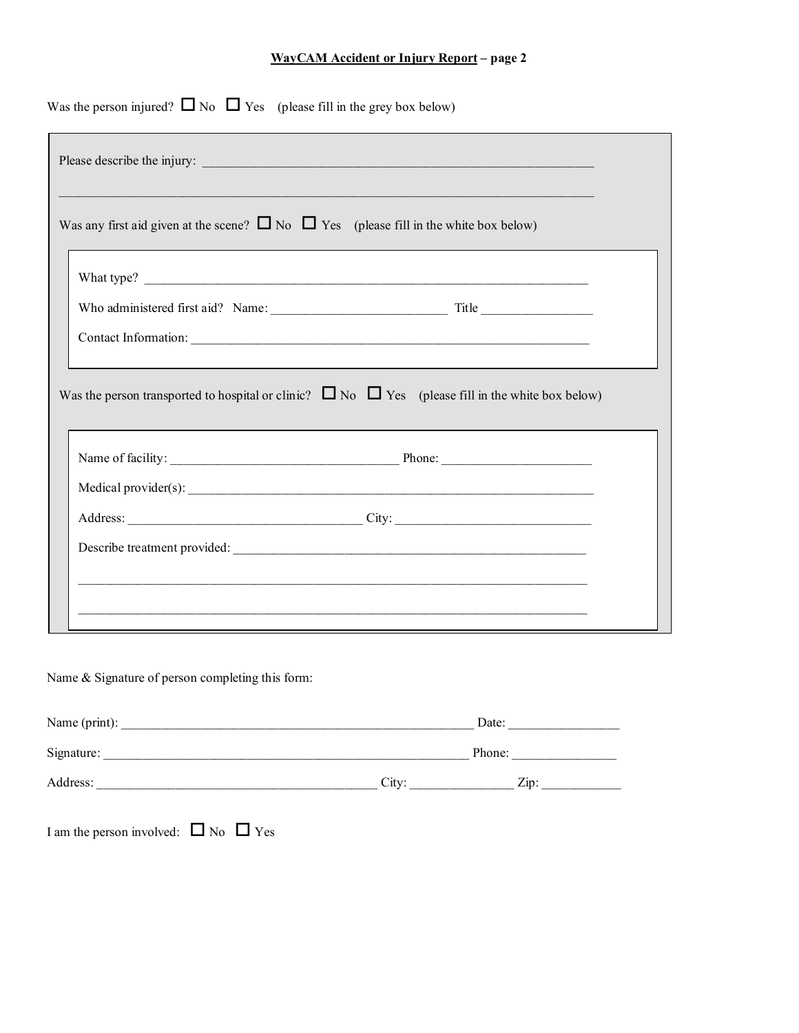**<u>WayCAM Accident or Injury Report</u> – page 2**

Was the person injured? ☐ No ☐ Yes (please fill in the grey box below)

Please describe the injury: ____________________________________________________________

_____________________________________________________________________________

Was any first aid given at the scene? ☐ No ☐ Yes (please fill in the white box below)

What type? _______________________________________________________________________

Who administered first aid? Name: __________________________ Title ________________

Contact Information: ____________________________________________________________

Was the person transported to hospital or clinic? ☐ No ☐ Yes (please fill in the white box below)

Name of facility: __________________________________ Phone: ______________________

Medical provider(s): _____________________________________________________________

Address: __________________________________ City: ____________________________

Describe treatment provided: ______________________________________________________

_____________________________________________________________________________

_____________________________________________________________________________

Name & Signature of person completing this form:

Name (print): ____________________________________________________ Date: ________________

Signature: ______________________________________________________ Phone: _______________

Address: ________________________________________ City: _______________ Zip: ____________

I am the person involved: ☐ No ☐ Yes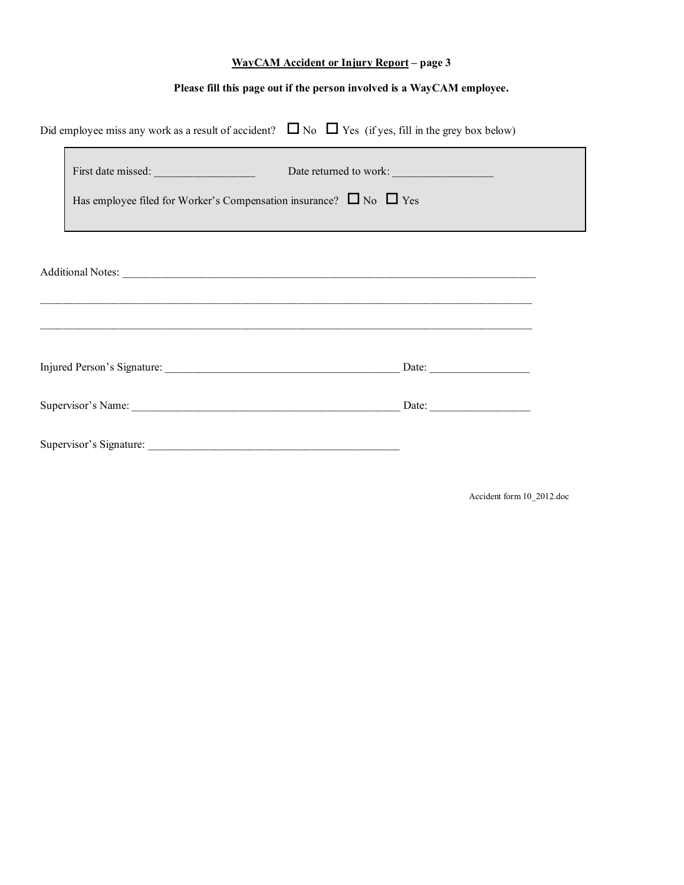**<u>WayCAM Accident or Injury Report</u> – page 3**

**Please fill this page out if the person involved is a WayCAM employee.**

Did employee miss any work as a result of accident? ☐ No ☐ Yes (if yes, fill in the grey box below)

> First date missed: ________________ Date returned to work: ________________
>
> Has employee filed for Worker's Compensation insurance? ☐ No ☐ Yes

Additional Notes: ___________________________________________________________________________

_______________________________________________________________________________________________

_______________________________________________________________________________________________

Injured Person's Signature: ________________________________________ Date: ________________

Supervisor's Name: _______________________________________________ Date: ________________

Supervisor's Signature: ____________________________________________

Accident form 10_2012.doc